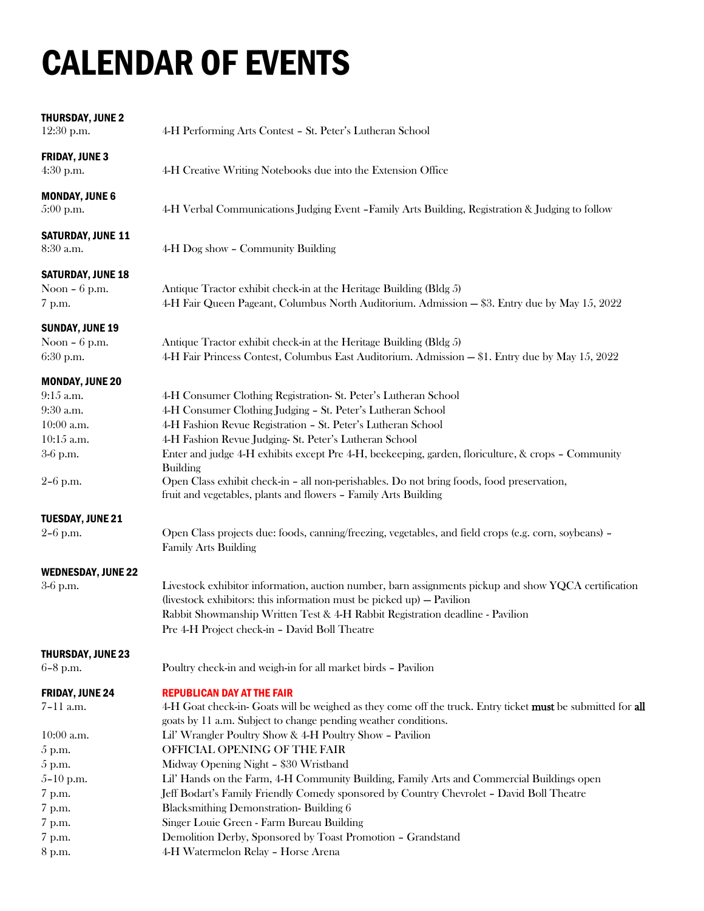# CALENDAR OF EVENTS

### THURSDAY, JUNE 2

12:30 p.m. — 4-H Performing Arts Contest – St. Peter's Lutheran School

### FRIDAY, JUNE 3

4:30 p.m. — 4-H Creative Writing Notebooks due into the Extension Office

### MONDAY, JUNE 6

5:00 p.m. — 4-H Verbal Communications Judging Event –Family Arts Building, Registration & Judging to follow

### SATURDAY, JUNE 11

8:30 a.m. — 4-H Dog show – Community Building

### SATURDAY, JUNE 18

Noon – 6 p.m. — Antique Tractor exhibit check-in at the Heritage Building (Bldg 5)

7 p.m. — 4-H Fair Queen Pageant, Columbus North Auditorium. Admission — $3. Entry due by May 15, 2022

### SUNDAY, JUNE 19

Noon – 6 p.m. — Antique Tractor exhibit check-in at the Heritage Building (Bldg 5)

6:30 p.m. — 4-H Fair Princess Contest, Columbus East Auditorium. Admission — $1. Entry due by May 15, 2022

### MONDAY, JUNE 20

9:15 a.m. — 4-H Consumer Clothing Registration- St. Peter's Lutheran School

9:30 a.m. — 4-H Consumer Clothing Judging – St. Peter's Lutheran School

10:00 a.m. — 4-H Fashion Revue Registration – St. Peter's Lutheran School

10:15 a.m. — 4-H Fashion Revue Judging- St. Peter's Lutheran School

3-6 p.m. — Enter and judge 4-H exhibits except Pre 4-H, beekeeping, garden, floriculture, & crops – Community Building

2–6 p.m. — Open Class exhibit check-in – all non-perishables. Do not bring foods, food preservation, fruit and vegetables, plants and flowers – Family Arts Building

### TUESDAY, JUNE 21

2–6 p.m. — Open Class projects due: foods, canning/freezing, vegetables, and field crops (e.g. corn, soybeans) – Family Arts Building

### WEDNESDAY, JUNE 22

3-6 p.m. — Livestock exhibitor information, auction number, barn assignments pickup and show YQCA certification (livestock exhibitors: this information must be picked up) — Pavilion

Rabbit Showmanship Written Test & 4-H Rabbit Registration deadline - Pavilion

Pre 4-H Project check-in – David Boll Theatre

### THURSDAY, JUNE 23

6–8 p.m. — Poultry check-in and weigh-in for all market birds – Pavilion

### FRIDAY, JUNE 24

**REPUBLICAN DAY AT THE FAIR**

7–11 a.m. — 4-H Goat check-in- Goats will be weighed as they come off the truck. Entry ticket **must** be submitted for **all** goats by 11 a.m. Subject to change pending weather conditions.

10:00 a.m. — Lil' Wrangler Poultry Show & 4-H Poultry Show – Pavilion

5 p.m. — OFFICIAL OPENING OF THE FAIR

5 p.m. — Midway Opening Night – $30 Wristband

5–10 p.m. — Lil' Hands on the Farm, 4-H Community Building, Family Arts and Commercial Buildings open

7 p.m. — Jeff Bodart's Family Friendly Comedy sponsored by Country Chevrolet – David Boll Theatre

7 p.m. — Blacksmithing Demonstration- Building 6

7 p.m. — Singer Louie Green - Farm Bureau Building

7 p.m. — Demolition Derby, Sponsored by Toast Promotion – Grandstand

8 p.m. — 4-H Watermelon Relay – Horse Arena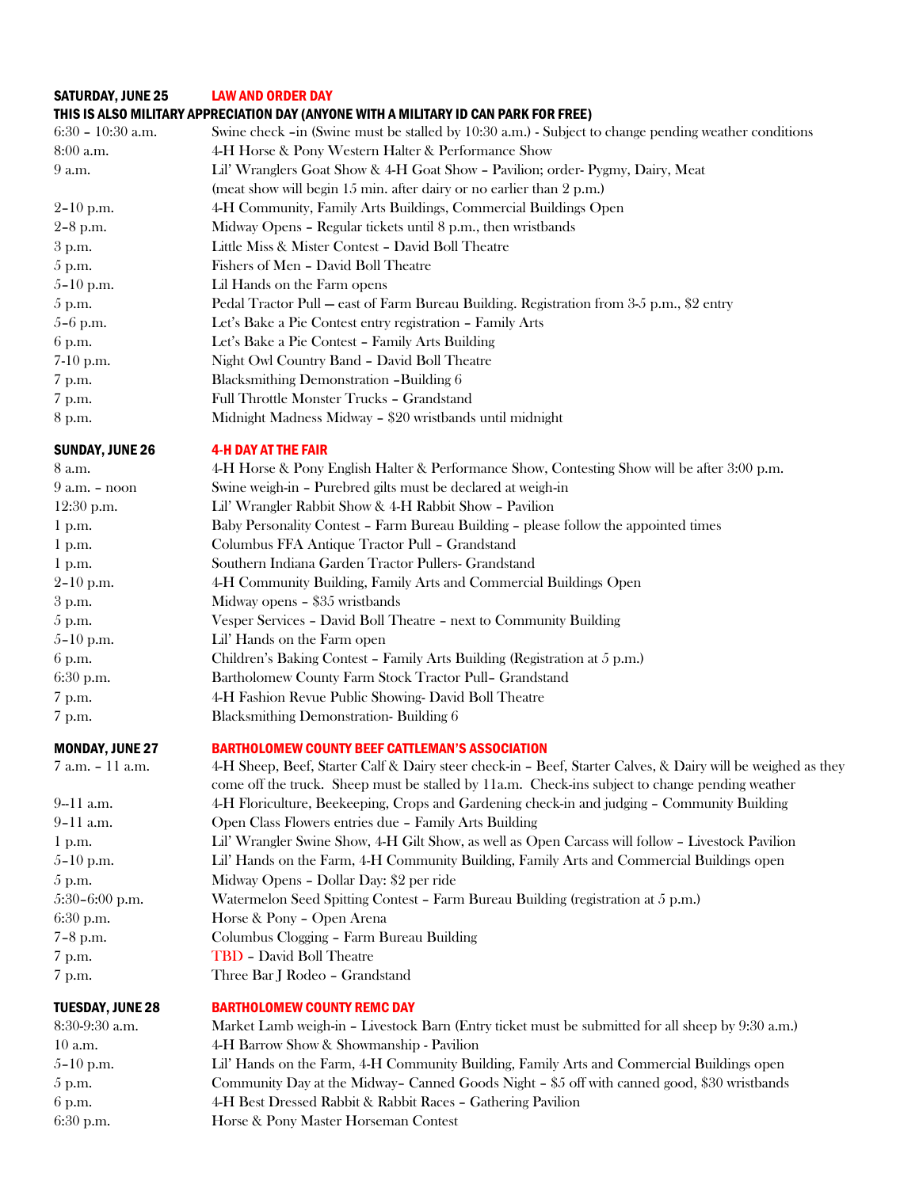## SATURDAY, JUNE 25 — LAW AND ORDER DAY

**THIS IS ALSO MILITARY APPRECIATION DAY (ANYONE WITH A MILITARY ID CAN PARK FOR FREE)**

| Time | Event |
|---|---|
| 6:30 – 10:30 a.m. | Swine check –in (Swine must be stalled by 10:30 a.m.) - Subject to change pending weather conditions |
| 8:00 a.m. | 4-H Horse & Pony Western Halter & Performance Show |
| 9 a.m. | Lil' Wranglers Goat Show & 4-H Goat Show – Pavilion; order- Pygmy, Dairy, Meat (meat show will begin 15 min. after dairy or no earlier than 2 p.m.) |
| 2–10 p.m. | 4-H Community, Family Arts Buildings, Commercial Buildings Open |
| 2–8 p.m. | Midway Opens – Regular tickets until 8 p.m., then wristbands |
| 3 p.m. | Little Miss & Mister Contest – David Boll Theatre |
| 5 p.m. | Fishers of Men – David Boll Theatre |
| 5–10 p.m. | Lil Hands on the Farm opens |
| 5 p.m. | Pedal Tractor Pull — east of Farm Bureau Building. Registration from 3-5 p.m., $2 entry |
| 5–6 p.m. | Let's Bake a Pie Contest entry registration – Family Arts |
| 6 p.m. | Let's Bake a Pie Contest – Family Arts Building |
| 7-10 p.m. | Night Owl Country Band – David Boll Theatre |
| 7 p.m. | Blacksmithing Demonstration –Building 6 |
| 7 p.m. | Full Throttle Monster Trucks – Grandstand |
| 8 p.m. | Midnight Madness Midway – $20 wristbands until midnight |

## SUNDAY, JUNE 26 — 4-H DAY AT THE FAIR

| Time | Event |
|---|---|
| 8 a.m. | 4-H Horse & Pony English Halter & Performance Show, Contesting Show will be after 3:00 p.m. |
| 9 a.m. – noon | Swine weigh-in – Purebred gilts must be declared at weigh-in |
| 12:30 p.m. | Lil' Wrangler Rabbit Show & 4-H Rabbit Show – Pavilion |
| 1 p.m. | Baby Personality Contest – Farm Bureau Building – please follow the appointed times |
| 1 p.m. | Columbus FFA Antique Tractor Pull – Grandstand |
| 1 p.m. | Southern Indiana Garden Tractor Pullers- Grandstand |
| 2–10 p.m. | 4-H Community Building, Family Arts and Commercial Buildings Open |
| 3 p.m. | Midway opens – $35 wristbands |
| 5 p.m. | Vesper Services – David Boll Theatre – next to Community Building |
| 5–10 p.m. | Lil' Hands on the Farm open |
| 6 p.m. | Children's Baking Contest – Family Arts Building (Registration at 5 p.m.) |
| 6:30 p.m. | Bartholomew County Farm Stock Tractor Pull– Grandstand |
| 7 p.m. | 4-H Fashion Revue Public Showing- David Boll Theatre |
| 7 p.m. | Blacksmithing Demonstration- Building 6 |

## MONDAY, JUNE 27 — BARTHOLOMEW COUNTY BEEF CATTLEMAN'S ASSOCIATION

| Time | Event |
|---|---|
| 7 a.m. – 11 a.m. | 4-H Sheep, Beef, Starter Calf & Dairy steer check-in – Beef, Starter Calves, & Dairy will be weighed as they come off the truck. Sheep must be stalled by 11a.m. Check-ins subject to change pending weather |
| 9–11 a.m. | 4-H Floriculture, Beekeeping, Crops and Gardening check-in and judging – Community Building |
| 9–11 a.m. | Open Class Flowers entries due – Family Arts Building |
| 1 p.m. | Lil' Wrangler Swine Show, 4-H Gilt Show, as well as Open Carcass will follow – Livestock Pavilion |
| 5–10 p.m. | Lil' Hands on the Farm, 4-H Community Building, Family Arts and Commercial Buildings open |
| 5 p.m. | Midway Opens – Dollar Day: $2 per ride |
| 5:30–6:00 p.m. | Watermelon Seed Spitting Contest – Farm Bureau Building (registration at 5 p.m.) |
| 6:30 p.m. | Horse & Pony – Open Arena |
| 7–8 p.m. | Columbus Clogging – Farm Bureau Building |
| 7 p.m. | TBD – David Boll Theatre |
| 7 p.m. | Three Bar J Rodeo – Grandstand |

## TUESDAY, JUNE 28 — BARTHOLOMEW COUNTY REMC DAY

| Time | Event |
|---|---|
| 8:30-9:30 a.m. | Market Lamb weigh-in – Livestock Barn (Entry ticket must be submitted for all sheep by 9:30 a.m.) |
| 10 a.m. | 4-H Barrow Show & Showmanship - Pavilion |
| 5–10 p.m. | Lil' Hands on the Farm, 4-H Community Building, Family Arts and Commercial Buildings open |
| 5 p.m. | Community Day at the Midway– Canned Goods Night – $5 off with canned good, $30 wristbands |
| 6 p.m. | 4-H Best Dressed Rabbit & Rabbit Races – Gathering Pavilion |
| 6:30 p.m. | Horse & Pony Master Horseman Contest |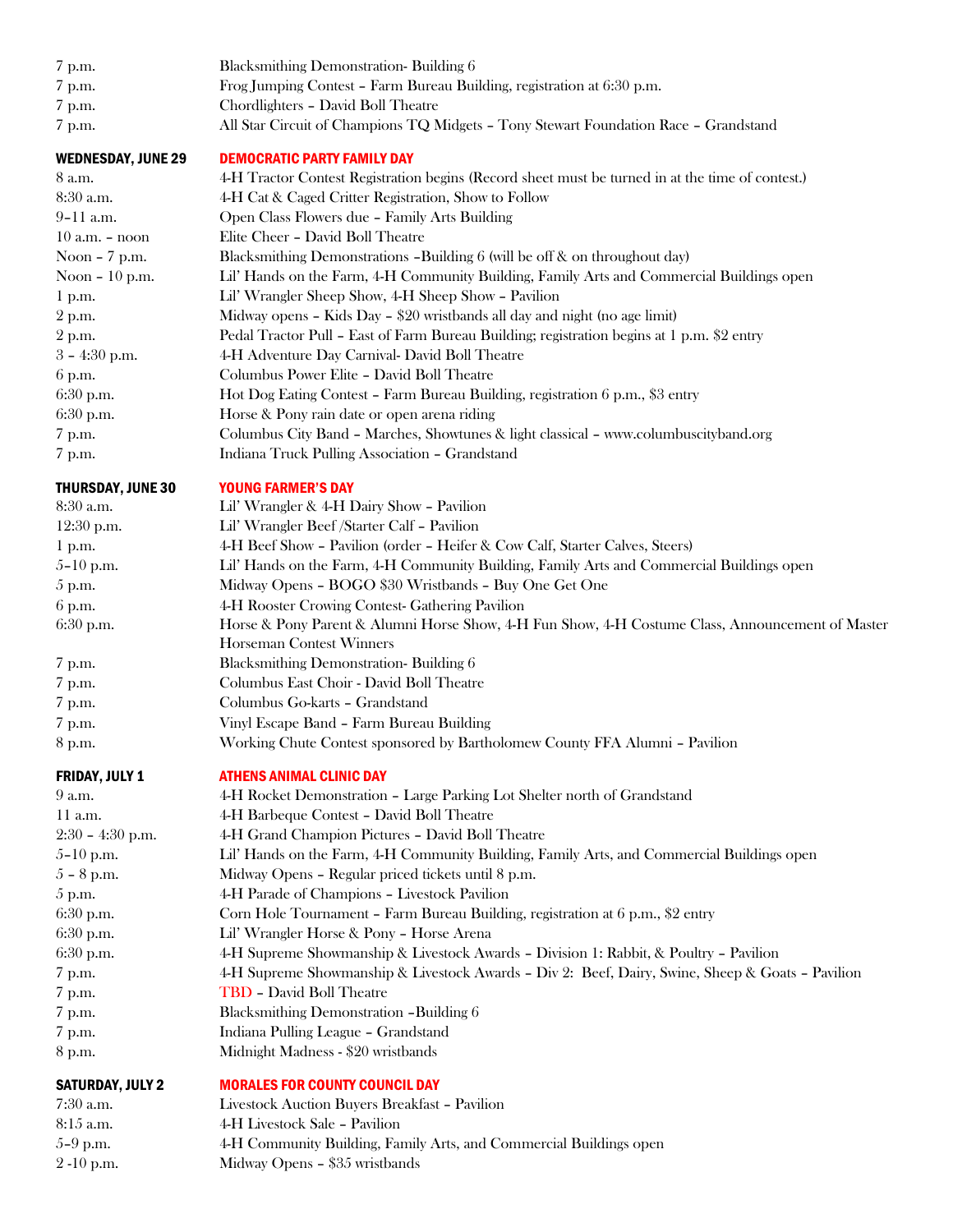7 p.m. Blacksmithing Demonstration- Building 6
7 p.m. Frog Jumping Contest – Farm Bureau Building, registration at 6:30 p.m.
7 p.m. Chordlighters – David Boll Theatre
7 p.m. All Star Circuit of Champions TQ Midgets – Tony Stewart Foundation Race – Grandstand

## WEDNESDAY, JUNE 29 — DEMOCRATIC PARTY FAMILY DAY

| Time | Event |
|---|---|
| 8 a.m. | 4-H Tractor Contest Registration begins (Record sheet must be turned in at the time of contest.) |
| 8:30 a.m. | 4-H Cat & Caged Critter Registration, Show to Follow |
| 9–11 a.m. | Open Class Flowers due – Family Arts Building |
| 10 a.m. – noon | Elite Cheer – David Boll Theatre |
| Noon – 7 p.m. | Blacksmithing Demonstrations –Building 6 (will be off & on throughout day) |
| Noon – 10 p.m. | Lil' Hands on the Farm, 4-H Community Building, Family Arts and Commercial Buildings open |
| 1 p.m. | Lil' Wrangler Sheep Show, 4-H Sheep Show – Pavilion |
| 2 p.m. | Midway opens – Kids Day – $20 wristbands all day and night (no age limit) |
| 2 p.m. | Pedal Tractor Pull – East of Farm Bureau Building; registration begins at 1 p.m. $2 entry |
| 3 – 4:30 p.m. | 4-H Adventure Day Carnival- David Boll Theatre |
| 6 p.m. | Columbus Power Elite – David Boll Theatre |
| 6:30 p.m. | Hot Dog Eating Contest – Farm Bureau Building, registration 6 p.m., $3 entry |
| 6:30 p.m. | Horse & Pony rain date or open arena riding |
| 7 p.m. | Columbus City Band – Marches, Showtunes & light classical – www.columbuscityband.org |
| 7 p.m. | Indiana Truck Pulling Association – Grandstand |

## THURSDAY, JUNE 30 — YOUNG FARMER'S DAY

| Time | Event |
|---|---|
| 8:30 a.m. | Lil' Wrangler & 4-H Dairy Show – Pavilion |
| 12:30 p.m. | Lil' Wrangler Beef /Starter Calf – Pavilion |
| 1 p.m. | 4-H Beef Show – Pavilion (order – Heifer & Cow Calf, Starter Calves, Steers) |
| 5–10 p.m. | Lil' Hands on the Farm, 4-H Community Building, Family Arts and Commercial Buildings open |
| 5 p.m. | Midway Opens – BOGO $30 Wristbands – Buy One Get One |
| 6 p.m. | 4-H Rooster Crowing Contest- Gathering Pavilion |
| 6:30 p.m. | Horse & Pony Parent & Alumni Horse Show, 4-H Fun Show, 4-H Costume Class, Announcement of Master Horseman Contest Winners |
| 7 p.m. | Blacksmithing Demonstration- Building 6 |
| 7 p.m. | Columbus East Choir - David Boll Theatre |
| 7 p.m. | Columbus Go-karts – Grandstand |
| 7 p.m. | Vinyl Escape Band – Farm Bureau Building |
| 8 p.m. | Working Chute Contest sponsored by Bartholomew County FFA Alumni – Pavilion |

## FRIDAY, JULY 1 — ATHENS ANIMAL CLINIC DAY

| Time | Event |
|---|---|
| 9 a.m. | 4-H Rocket Demonstration – Large Parking Lot Shelter north of Grandstand |
| 11 a.m. | 4-H Barbeque Contest – David Boll Theatre |
| 2:30 – 4:30 p.m. | 4-H Grand Champion Pictures – David Boll Theatre |
| 5–10 p.m. | Lil' Hands on the Farm, 4-H Community Building, Family Arts, and Commercial Buildings open |
| 5 – 8 p.m. | Midway Opens – Regular priced tickets until 8 p.m. |
| 5 p.m. | 4-H Parade of Champions – Livestock Pavilion |
| 6:30 p.m. | Corn Hole Tournament – Farm Bureau Building, registration at 6 p.m., $2 entry |
| 6:30 p.m. | Lil' Wrangler Horse & Pony – Horse Arena |
| 6:30 p.m. | 4-H Supreme Showmanship & Livestock Awards – Division 1: Rabbit, & Poultry – Pavilion |
| 7 p.m. | 4-H Supreme Showmanship & Livestock Awards – Div 2: Beef, Dairy, Swine, Sheep & Goats – Pavilion |
| 7 p.m. | TBD – David Boll Theatre |
| 7 p.m. | Blacksmithing Demonstration –Building 6 |
| 7 p.m. | Indiana Pulling League – Grandstand |
| 8 p.m. | Midnight Madness - $20 wristbands |

## SATURDAY, JULY 2 — MORALES FOR COUNTY COUNCIL DAY

| Time | Event |
|---|---|
| 7:30 a.m. | Livestock Auction Buyers Breakfast – Pavilion |
| 8:15 a.m. | 4-H Livestock Sale – Pavilion |
| 5–9 p.m. | 4-H Community Building, Family Arts, and Commercial Buildings open |
| 2 -10 p.m. | Midway Opens – $35 wristbands |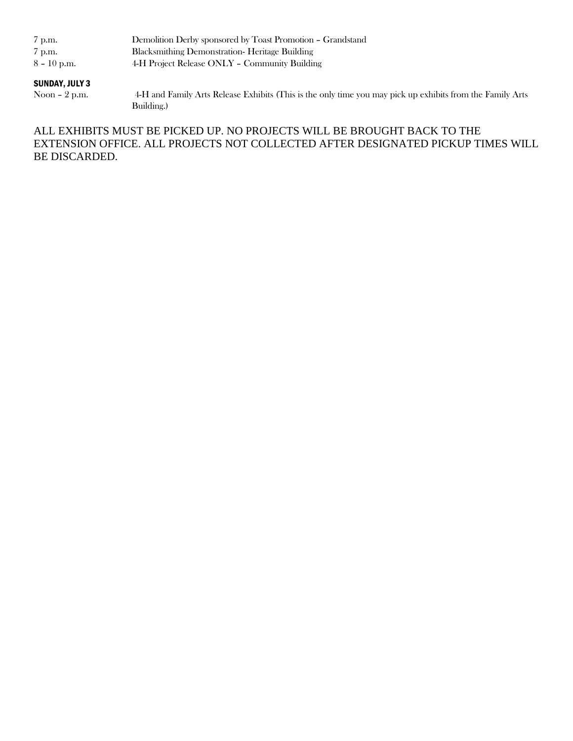| | |
|---|---|
| 7 p.m. | Demolition Derby sponsored by Toast Promotion – Grandstand |
| 7 p.m. | Blacksmithing Demonstration- Heritage Building |
| 8 – 10 p.m. | 4-H Project Release ONLY – Community Building |

**SUNDAY, JULY 3**

| | |
|---|---|
| Noon – 2 p.m. | 4-H and Family Arts Release Exhibits (This is the only time you may pick up exhibits from the Family Arts Building.) |

ALL EXHIBITS MUST BE PICKED UP. NO PROJECTS WILL BE BROUGHT BACK TO THE EXTENSION OFFICE. ALL PROJECTS NOT COLLECTED AFTER DESIGNATED PICKUP TIMES WILL BE DISCARDED.